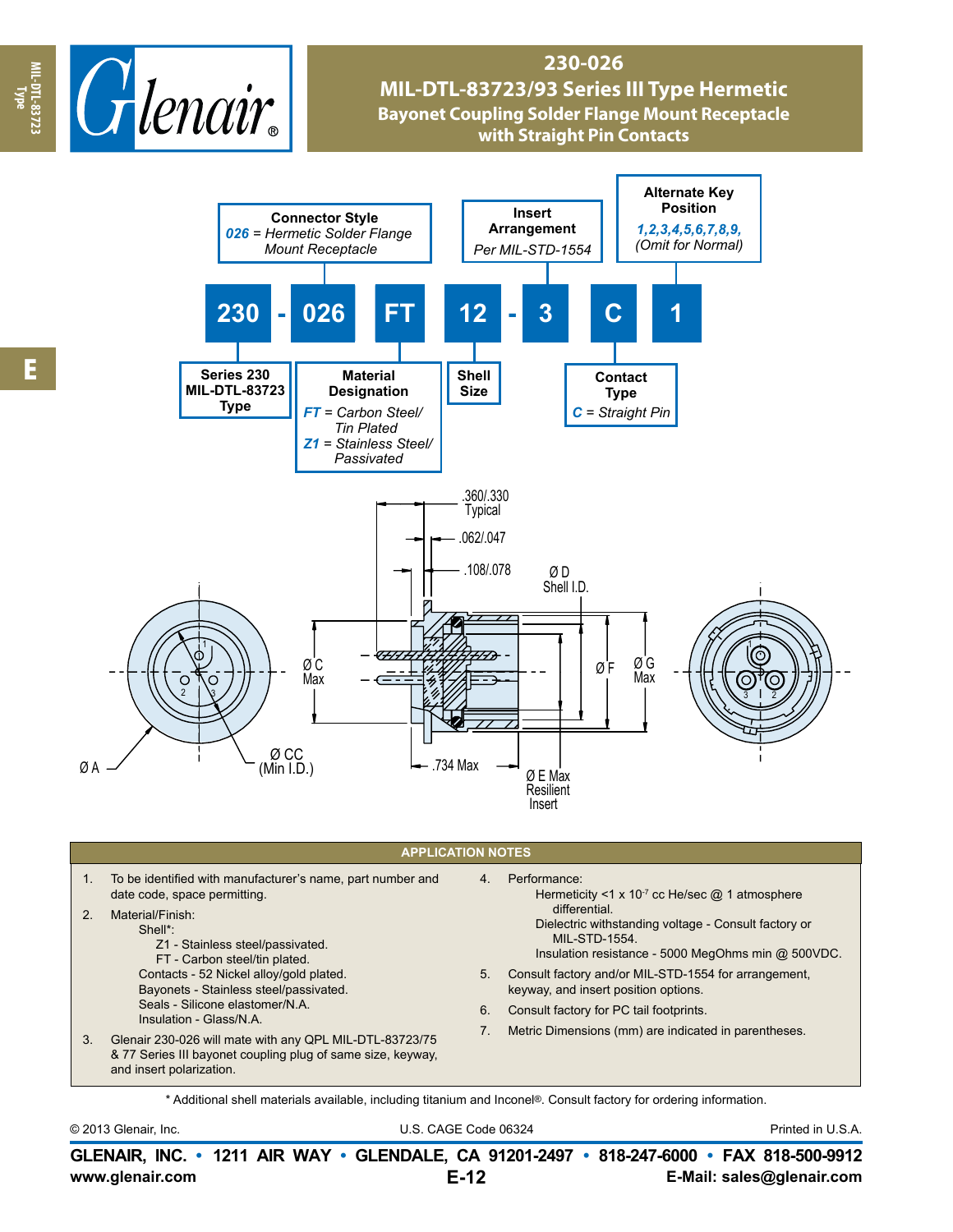# 230-026

## MIL-DTL-83723/93 Series III Type Hermetic

### Bayonet Coupling Solder Flange Mount Receptacle with Straight Pin Contacts

**230 - 026 FT 12 - 3 C 1**

- **Series 230 MIL-DTL-83723 Type**: 230
- **Connector Style**: *026* = *Hermetic Solder Flange Mount Receptacle*
- **Material Designation**:
  - *FT* = *Carbon Steel/ Tin Plated*
  - *Z1* = *Stainless Steel/ Passivated*
- **Shell Size**: 12
- **Insert Arrangement**: *Per MIL-STD-1554*
- **Contact Type**: *C* = *Straight Pin*
- **Alternate Key Position**: *1,2,3,4,5,6,7,8,9,* *(Omit for Normal)*

.360/.330 Typical

.062/.047

.108/.078

Ø D Shell I.D.

Ø C Max

Ø F

Ø G Max

Ø A

Ø CC (Min I.D.)

.734 Max

Ø E Max Resilient Insert

## APPLICATION NOTES

1. To be identified with manufacturer's name, part number and date code, space permitting.
2. Material/Finish:
   - Shell*:
     - Z1 - Stainless steel/passivated.
     - FT - Carbon steel/tin plated.
   - Contacts - 52 Nickel alloy/gold plated.
   - Bayonets - Stainless steel/passivated.
   - Seals - Silicone elastomer/N.A.
   - Insulation - Glass/N.A.
3. Glenair 230-026 will mate with any QPL MIL-DTL-83723/75 & 77 Series III bayonet coupling plug of same size, keyway, and insert polarization.
4. Performance:
   - Hermeticity <1 x $10^{-7}$ cc He/sec @ 1 atmosphere differential.
   - Dielectric withstanding voltage - Consult factory or MIL-STD-1554.
   - Insulation resistance - 5000 MegOhms min @ 500VDC.
5. Consult factory and/or MIL-STD-1554 for arrangement, keyway, and insert position options.
6. Consult factory for PC tail footprints.
7. Metric Dimensions (mm) are indicated in parentheses.

\* Additional shell materials available, including titanium and Inconel®. Consult factory for ordering information.

© 2013 Glenair, Inc. U.S. CAGE Code 06324 Printed in U.S.A.

**GLENAIR, INC. • 1211 AIR WAY • GLENDALE, CA 91201-2497 • 818-247-6000 • FAX 818-500-9912**

**www.glenair.com** **E-Mail: sales@glenair.com**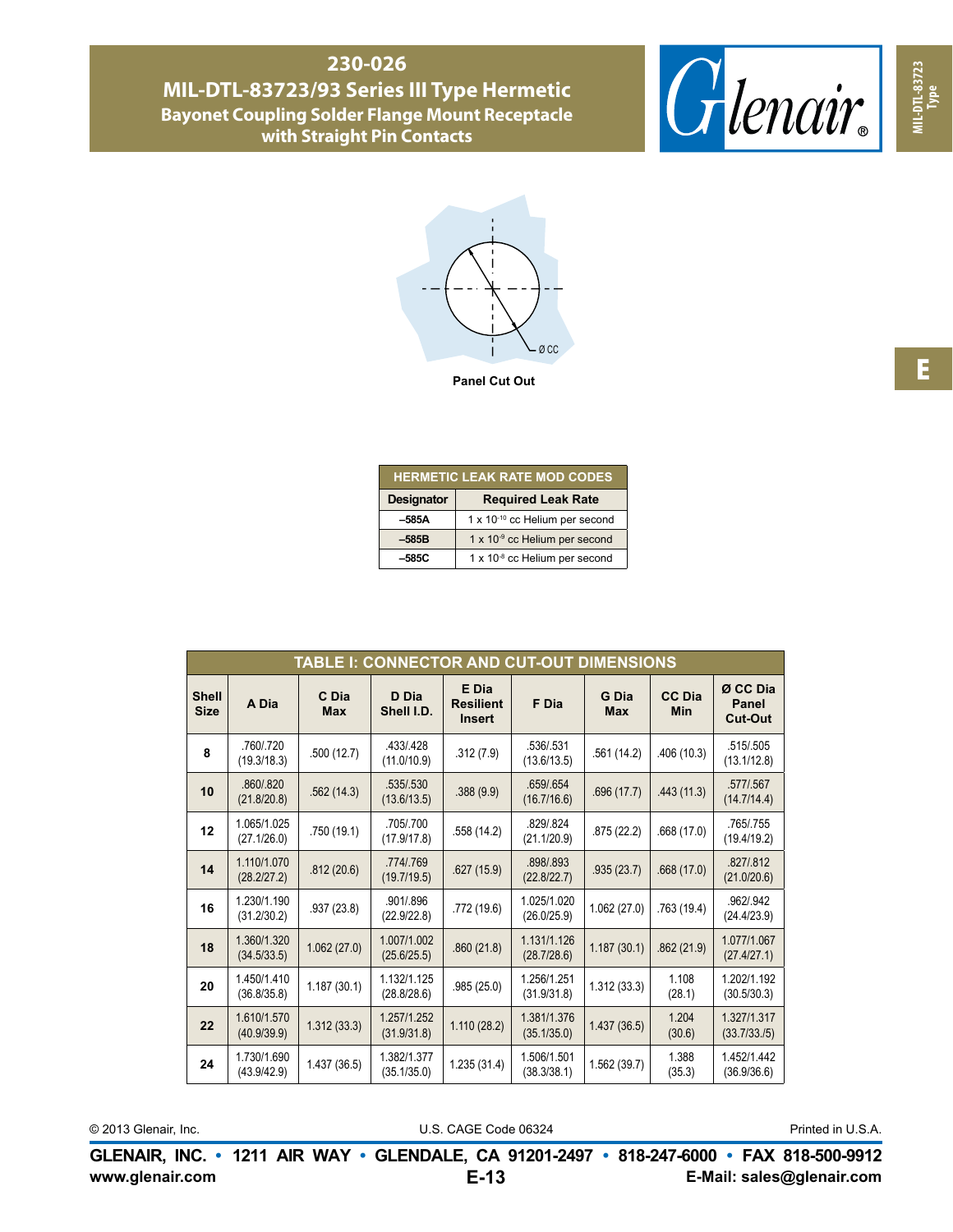# 230-026

## MIL-DTL-83723/93 Series III Type Hermetic

### Bayonet Coupling Solder Flange Mount Receptacle with Straight Pin Contacts

Ø CC

Panel Cut Out

| HERMETIC LEAK RATE MOD CODES | |
|---|---|
| **Designator** | **Required Leak Rate** |
| **–585A** | 1 x $10^{-10}$ cc Helium per second |
| **–585B** | 1 x $10^{-9}$ cc Helium per second |
| **–585C** | 1 x $10^{-8}$ cc Helium per second |

**TABLE I: CONNECTOR AND CUT-OUT DIMENSIONS**

| Shell Size | A Dia | C Dia Max | D Dia Shell I.D. | E Dia Resilient Insert | F Dia | G Dia Max | CC Dia Min | Ø CC Dia Panel Cut-Out |
|---|---|---|---|---|---|---|---|---|
| **8** | .760/.720 (19.3/18.3) | .500 (12.7) | .433/.428 (11.0/10.9) | .312 (7.9) | .536/.531 (13.6/13.5) | .561 (14.2) | .406 (10.3) | .515/.505 (13.1/12.8) |
| **10** | .860/.820 (21.8/20.8) | .562 (14.3) | .535/.530 (13.6/13.5) | .388 (9.9) | .659/.654 (16.7/16.6) | .696 (17.7) | .443 (11.3) | .577/.567 (14.7/14.4) |
| **12** | 1.065/1.025 (27.1/26.0) | .750 (19.1) | .705/.700 (17.9/17.8) | .558 (14.2) | .829/.824 (21.1/20.9) | .875 (22.2) | .668 (17.0) | .765/.755 (19.4/19.2) |
| **14** | 1.110/1.070 (28.2/27.2) | .812 (20.6) | .774/.769 (19.7/19.5) | .627 (15.9) | .898/.893 (22.8/22.7) | .935 (23.7) | .668 (17.0) | .827/.812 (21.0/20.6) |
| **16** | 1.230/1.190 (31.2/30.2) | .937 (23.8) | .901/.896 (22.9/22.8) | .772 (19.6) | 1.025/1.020 (26.0/25.9) | 1.062 (27.0) | .763 (19.4) | .962/.942 (24.4/23.9) |
| **18** | 1.360/1.320 (34.5/33.5) | 1.062 (27.0) | 1.007/1.002 (25.6/25.5) | .860 (21.8) | 1.131/1.126 (28.7/28.6) | 1.187 (30.1) | .862 (21.9) | 1.077/1.067 (27.4/27.1) |
| **20** | 1.450/1.410 (36.8/35.8) | 1.187 (30.1) | 1.132/1.125 (28.8/28.6) | .985 (25.0) | 1.256/1.251 (31.9/31.8) | 1.312 (33.3) | 1.108 (28.1) | 1.202/1.192 (30.5/30.3) |
| **22** | 1.610/1.570 (40.9/39.9) | 1.312 (33.3) | 1.257/1.252 (31.9/31.8) | 1.110 (28.2) | 1.381/1.376 (35.1/35.0) | 1.437 (36.5) | 1.204 (30.6) | 1.327/1.317 (33.7/33./5) |
| **24** | 1.730/1.690 (43.9/42.9) | 1.437 (36.5) | 1.382/1.377 (35.1/35.0) | 1.235 (31.4) | 1.506/1.501 (38.3/38.1) | 1.562 (39.7) | 1.388 (35.3) | 1.452/1.442 (36.9/36.6) |

© 2013 Glenair, Inc. U.S. CAGE Code 06324 Printed in U.S.A.

**GLENAIR, INC. • 1211 AIR WAY • GLENDALE, CA 91201-2497 • 818-247-6000 • FAX 818-500-9912**

**www.glenair.com** **E-Mail: sales@glenair.com**